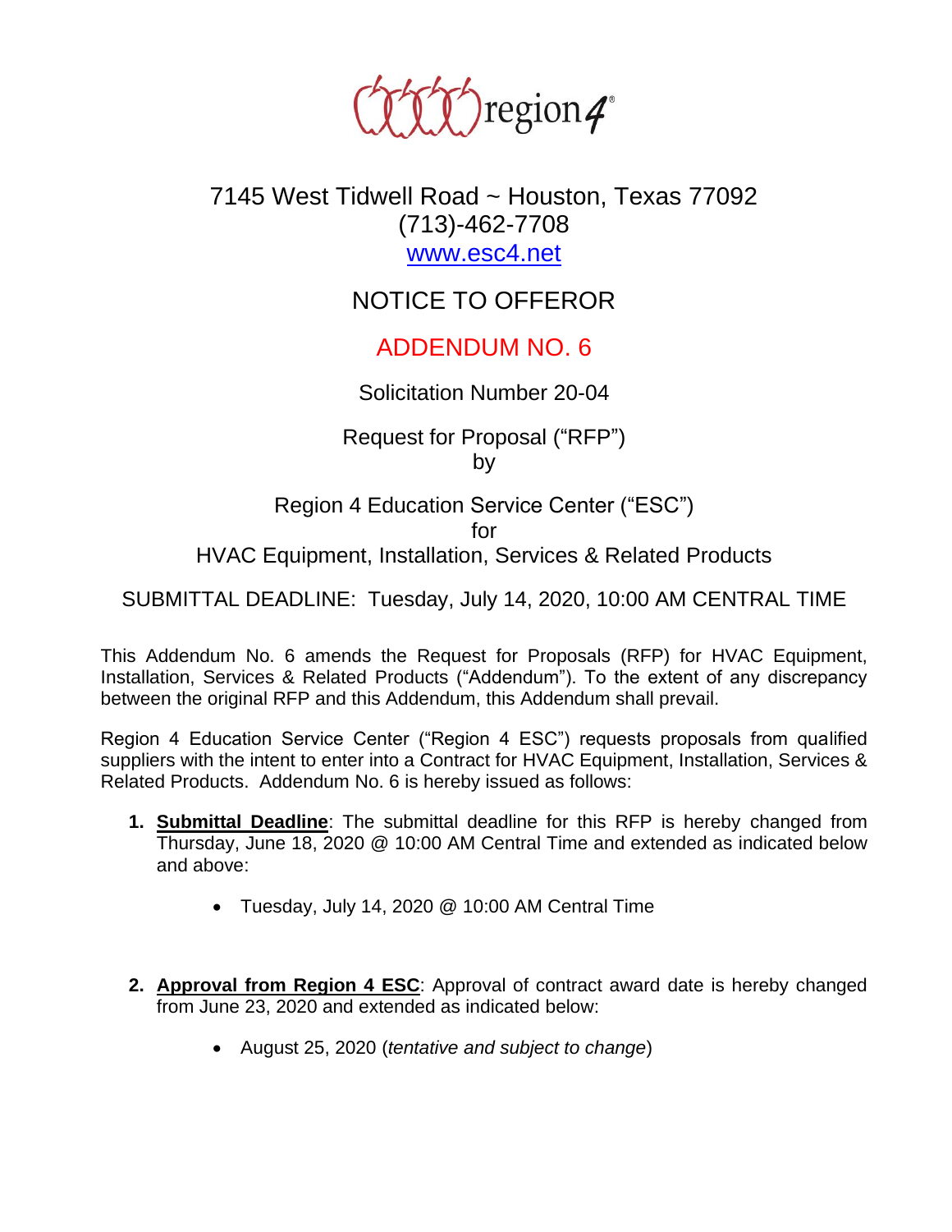region4

7145 West Tidwell Road ~ Houston, Texas 77092
(713)-462-7708
www.esc4.net

# NOTICE TO OFFEROR

## ADDENDUM NO. 6

Solicitation Number 20-04

Request for Proposal ("RFP")
by

Region 4 Education Service Center ("ESC")
for
HVAC Equipment, Installation, Services & Related Products

SUBMITTAL DEADLINE: Tuesday, July 14, 2020, 10:00 AM CENTRAL TIME

This Addendum No. 6 amends the Request for Proposals (RFP) for HVAC Equipment, Installation, Services & Related Products ("Addendum"). To the extent of any discrepancy between the original RFP and this Addendum, this Addendum shall prevail.

Region 4 Education Service Center ("Region 4 ESC") requests proposals from qualified suppliers with the intent to enter into a Contract for HVAC Equipment, Installation, Services & Related Products. Addendum No. 6 is hereby issued as follows:

1. **Submittal Deadline**: The submittal deadline for this RFP is hereby changed from Thursday, June 18, 2020 @ 10:00 AM Central Time and extended as indicated below and above:
   - Tuesday, July 14, 2020 @ 10:00 AM Central Time

2. **Approval from Region 4 ESC**: Approval of contract award date is hereby changed from June 23, 2020 and extended as indicated below:
   - August 25, 2020 (*tentative and subject to change*)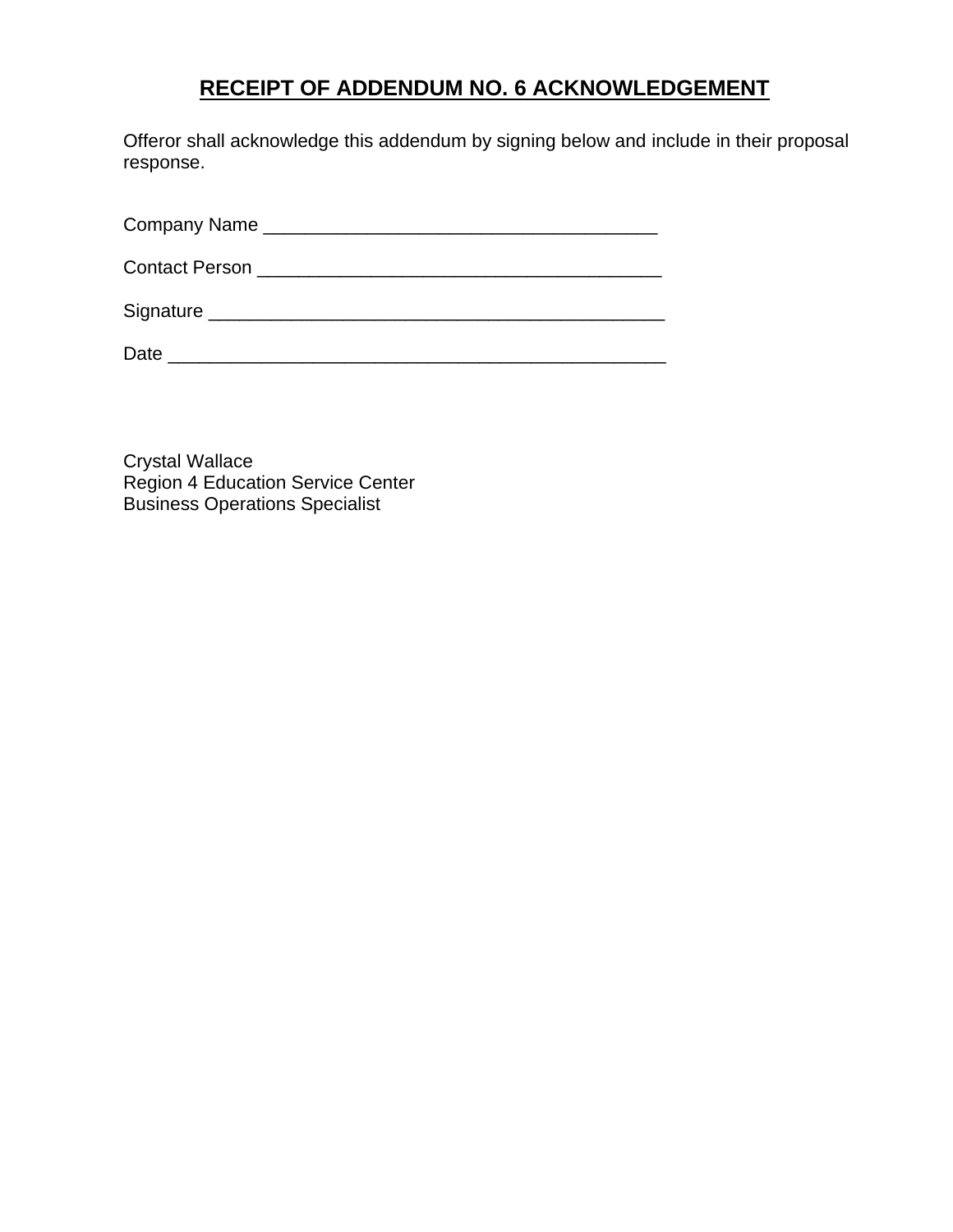## RECEIPT OF ADDENDUM NO. 6 ACKNOWLEDGEMENT

Offeror shall acknowledge this addendum by signing below and include in their proposal response.

Company Name ______________________________________

Contact Person ______________________________________

Signature ___________________________________________

Date _______________________________________________

Crystal Wallace
Region 4 Education Service Center
Business Operations Specialist